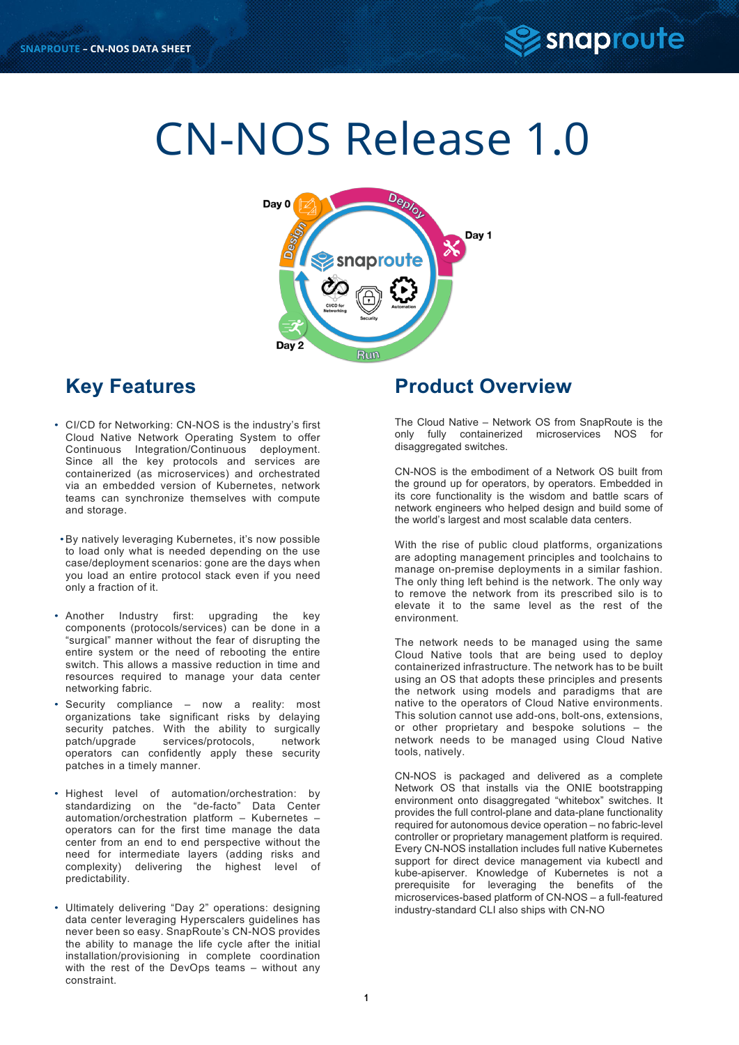# CN-NOS Release 1.0

## Key Features

- CI/CD for Networking: CN-NOS is the industry's first Cloud Native Network Operating System to offer Continuous Integration/Continuous deployment. Since all the key protocols and services are containerized (as microservices) and orchestrated via an embedded version of Kubernetes, network teams can synchronize themselves with compute and storage.

- By natively leveraging Kubernetes, it's now possible to load only what is needed depending on the use case/deployment scenarios: gone are the days when you load an entire protocol stack even if you need only a fraction of it.

- Another Industry first: upgrading the key components (protocols/services) can be done in a "surgical" manner without the fear of disrupting the entire system or the need of rebooting the entire switch. This allows a massive reduction in time and resources required to manage your data center networking fabric.
- Security compliance – now a reality: most organizations take significant risks by delaying security patches. With the ability to surgically patch/upgrade services/protocols, network operators can confidently apply these security patches in a timely manner.

- Highest level of automation/orchestration: by standardizing on the "de-facto" Data Center automation/orchestration platform – Kubernetes – operators can for the first time manage the data center from an end to end perspective without the need for intermediate layers (adding risks and complexity) delivering the highest level of predictability.

- Ultimately delivering "Day 2" operations: designing data center leveraging Hyperscalers guidelines has never been so easy. SnapRoute's CN-NOS provides the ability to manage the life cycle after the initial installation/provisioning in complete coordination with the rest of the DevOps teams – without any constraint.

## Product Overview

The Cloud Native – Network OS from SnapRoute is the only fully containerized microservices NOS for disaggregated switches.

CN-NOS is the embodiment of a Network OS built from the ground up for operators, by operators. Embedded in its core functionality is the wisdom and battle scars of network engineers who helped design and build some of the world's largest and most scalable data centers.

With the rise of public cloud platforms, organizations are adopting management principles and toolchains to manage on-premise deployments in a similar fashion. The only thing left behind is the network. The only way to remove the network from its prescribed silo is to elevate it to the same level as the rest of the environment.

The network needs to be managed using the same Cloud Native tools that are being used to deploy containerized infrastructure. The network has to be built using an OS that adopts these principles and presents the network using models and paradigms that are native to the operators of Cloud Native environments. This solution cannot use add-ons, bolt-ons, extensions, or other proprietary and bespoke solutions – the network needs to be managed using Cloud Native tools, natively.

CN-NOS is packaged and delivered as a complete Network OS that installs via the ONIE bootstrapping environment onto disaggregated "whitebox" switches. It provides the full control-plane and data-plane functionality required for autonomous device operation – no fabric-level controller or proprietary management platform is required. Every CN-NOS installation includes full native Kubernetes support for direct device management via kubectl and kube-apiserver. Knowledge of Kubernetes is not a prerequisite for leveraging the benefits of the microservices-based platform of CN-NOS – a full-featured industry-standard CLI also ships with CN-NO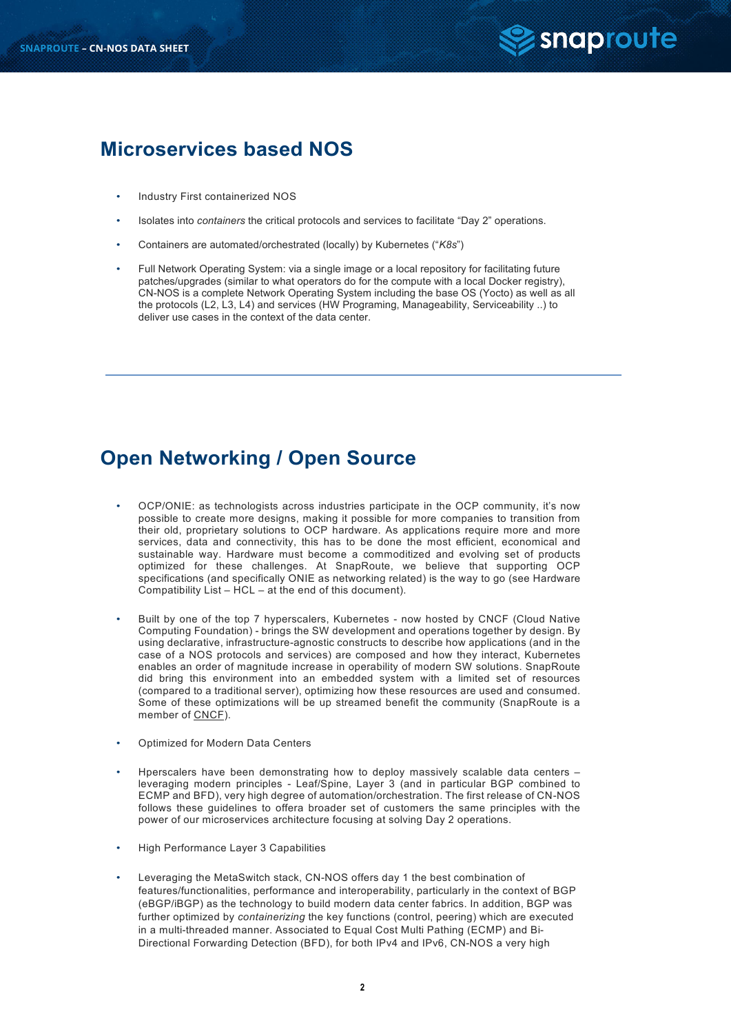## Microservices based NOS

- Industry First containerized NOS
- Isolates into *containers* the critical protocols and services to facilitate "Day 2" operations.
- Containers are automated/orchestrated (locally) by Kubernetes ("*K8s*")
- Full Network Operating System: via a single image or a local repository for facilitating future patches/upgrades (similar to what operators do for the compute with a local Docker registry), CN-NOS is a complete Network Operating System including the base OS (Yocto) as well as all the protocols (L2, L3, L4) and services (HW Programing, Manageability, Serviceability ..) to deliver use cases in the context of the data center.

---

## Open Networking / Open Source

- OCP/ONIE: as technologists across industries participate in the OCP community, it's now possible to create more designs, making it possible for more companies to transition from their old, proprietary solutions to OCP hardware. As applications require more and more services, data and connectivity, this has to be done the most efficient, economical and sustainable way. Hardware must become a commoditized and evolving set of products optimized for these challenges. At SnapRoute, we believe that supporting OCP specifications (and specifically ONIE as networking related) is the way to go (see Hardware Compatibility List – HCL – at the end of this document).
- Built by one of the top 7 hyperscalers, Kubernetes - now hosted by CNCF (Cloud Native Computing Foundation) - brings the SW development and operations together by design. By using declarative, infrastructure-agnostic constructs to describe how applications (and in the case of a NOS protocols and services) are composed and how they interact, Kubernetes enables an order of magnitude increase in operability of modern SW solutions. SnapRoute did bring this environment into an embedded system with a limited set of resources (compared to a traditional server), optimizing how these resources are used and consumed. Some of these optimizations will be up streamed benefit the community (SnapRoute is a member of CNCF).
- Optimized for Modern Data Centers
- Hperscalers have been demonstrating how to deploy massively scalable data centers – leveraging modern principles - Leaf/Spine, Layer 3 (and in particular BGP combined to ECMP and BFD), very high degree of automation/orchestration. The first release of CN-NOS follows these guidelines to offera broader set of customers the same principles with the power of our microservices architecture focusing at solving Day 2 operations.
- High Performance Layer 3 Capabilities
- Leveraging the MetaSwitch stack, CN-NOS offers day 1 the best combination of features/functionalities, performance and interoperability, particularly in the context of BGP (eBGP/iBGP) as the technology to build modern data center fabrics. In addition, BGP was further optimized by *containerizing* the key functions (control, peering) which are executed in a multi-threaded manner. Associated to Equal Cost Multi Pathing (ECMP) and Bi-Directional Forwarding Detection (BFD), for both IPv4 and IPv6, CN-NOS a very high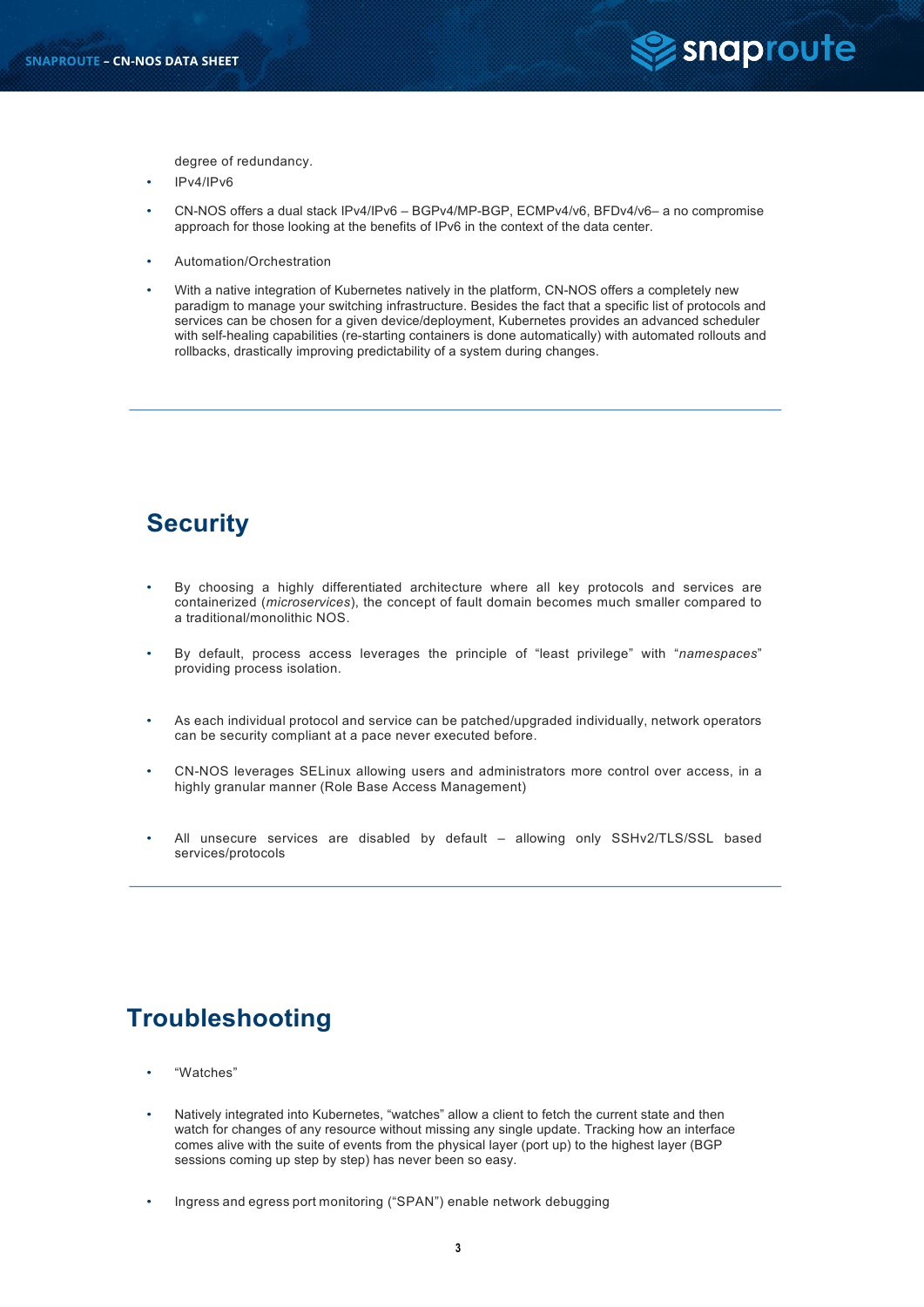degree of redundancy.

- IPv4/IPv6
- CN-NOS offers a dual stack IPv4/IPv6 – BGPv4/MP-BGP, ECMPv4/v6, BFDv4/v6– a no compromise approach for those looking at the benefits of IPv6 in the context of the data center.
- Automation/Orchestration
- With a native integration of Kubernetes natively in the platform, CN-NOS offers a completely new paradigm to manage your switching infrastructure. Besides the fact that a specific list of protocols and services can be chosen for a given device/deployment, Kubernetes provides an advanced scheduler with self-healing capabilities (re-starting containers is done automatically) with automated rollouts and rollbacks, drastically improving predictability of a system during changes.

---

## Security

- By choosing a highly differentiated architecture where all key protocols and services are containerized (*microservices*), the concept of fault domain becomes much smaller compared to a traditional/monolithic NOS.
- By default, process access leverages the principle of "least privilege" with "*namespaces*" providing process isolation.
- As each individual protocol and service can be patched/upgraded individually, network operators can be security compliant at a pace never executed before.
- CN-NOS leverages SELinux allowing users and administrators more control over access, in a highly granular manner (Role Base Access Management)
- All unsecure services are disabled by default – allowing only SSHv2/TLS/SSL based services/protocols

---

## Troubleshooting

- "Watches"
- Natively integrated into Kubernetes, "watches" allow a client to fetch the current state and then watch for changes of any resource without missing any single update. Tracking how an interface comes alive with the suite of events from the physical layer (port up) to the highest layer (BGP sessions coming up step by step) has never been so easy.
- Ingress and egress port monitoring ("SPAN") enable network debugging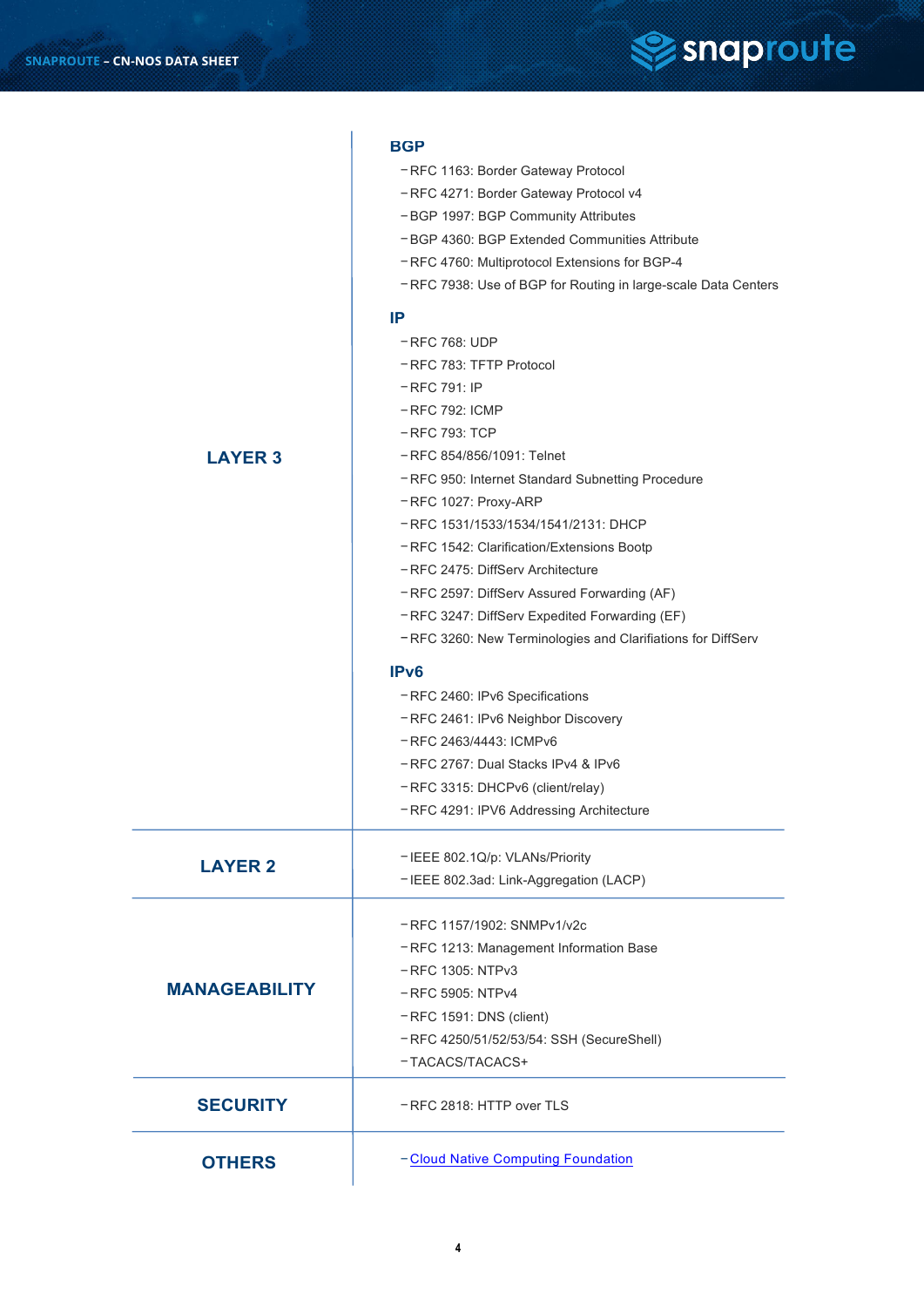| | |
|---|---|
| **LAYER 3** | **BGP**<br>– RFC 1163: Border Gateway Protocol<br>– RFC 4271: Border Gateway Protocol v4<br>– BGP 1997: BGP Community Attributes<br>– BGP 4360: BGP Extended Communities Attribute<br>– RFC 4760: Multiprotocol Extensions for BGP-4<br>– RFC 7938: Use of BGP for Routing in large-scale Data Centers<br><br>**IP**<br>– RFC 768: UDP<br>– RFC 783: TFTP Protocol<br>– RFC 791: IP<br>– RFC 792: ICMP<br>– RFC 793: TCP<br>– RFC 854/856/1091: Telnet<br>– RFC 950: Internet Standard Subnetting Procedure<br>– RFC 1027: Proxy-ARP<br>– RFC 1531/1533/1534/1541/2131: DHCP<br>– RFC 1542: Clarification/Extensions Bootp<br>– RFC 2475: DiffServ Architecture<br>– RFC 2597: DiffServ Assured Forwarding (AF)<br>– RFC 3247: DiffServ Expedited Forwarding (EF)<br>– RFC 3260: New Terminologies and Clarifiations for DiffServ<br><br>**IPv6**<br>– RFC 2460: IPv6 Specifications<br>– RFC 2461: IPv6 Neighbor Discovery<br>– RFC 2463/4443: ICMPv6<br>– RFC 2767: Dual Stacks IPv4 & IPv6<br>– RFC 3315: DHCPv6 (client/relay)<br>– RFC 4291: IPV6 Addressing Architecture |
| **LAYER 2** | – IEEE 802.1Q/p: VLANs/Priority<br>– IEEE 802.3ad: Link-Aggregation (LACP) |
| **MANAGEABILITY** | – RFC 1157/1902: SNMPv1/v2c<br>– RFC 1213: Management Information Base<br>– RFC 1305: NTPv3<br>– RFC 5905: NTPv4<br>– RFC 1591: DNS (client)<br>– RFC 4250/51/52/53/54: SSH (SecureShell)<br>– TACACS/TACACS+ |
| **SECURITY** | – RFC 2818: HTTP over TLS |
| **OTHERS** | – Cloud Native Computing Foundation |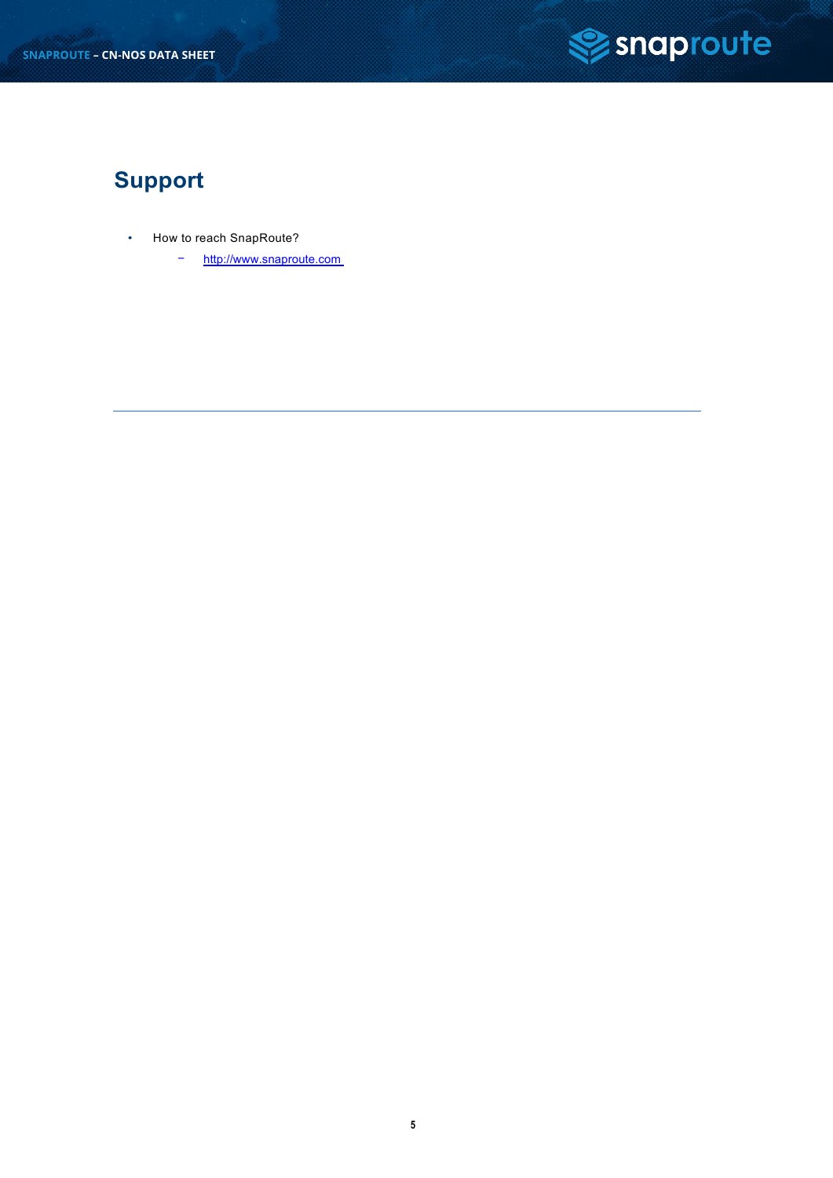## Support

- How to reach SnapRoute?
  - http://www.snaproute.com